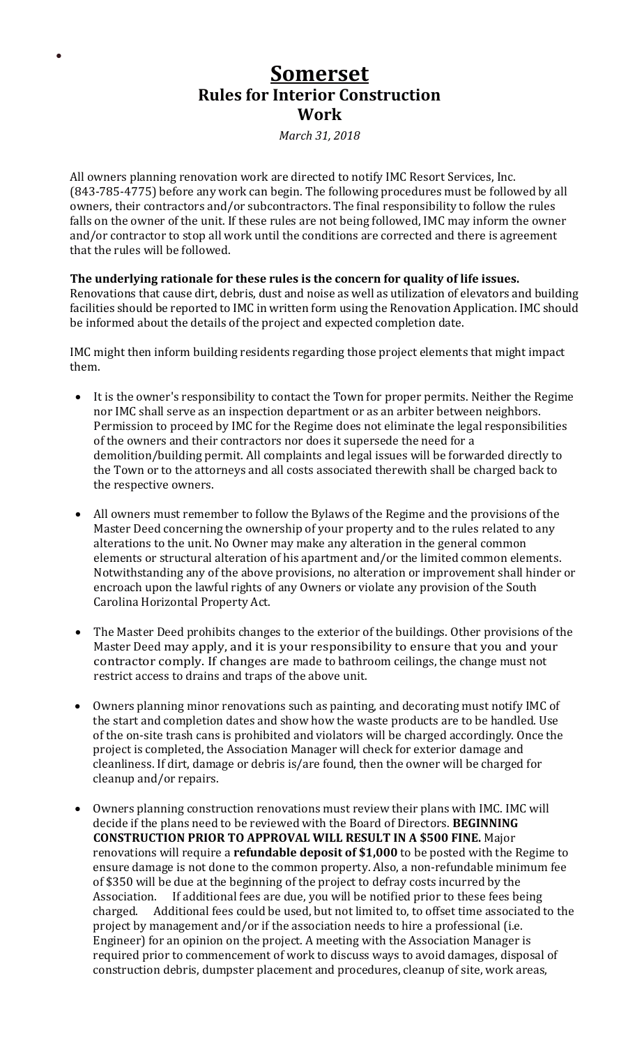# Somerset

## Rules for Interior Construction Work

*March 31, 2018*

All owners planning renovation work are directed to notify IMC Resort Services, Inc. (843-785-4775) before any work can begin. The following procedures must be followed by all owners, their contractors and/or subcontractors. The final responsibility to follow the rules falls on the owner of the unit. If these rules are not being followed, IMC may inform the owner and/or contractor to stop all work until the conditions are corrected and there is agreement that the rules will be followed.

**The underlying rationale for these rules is the concern for quality of life issues.** Renovations that cause dirt, debris, dust and noise as well as utilization of elevators and building facilities should be reported to IMC in written form using the Renovation Application. IMC should be informed about the details of the project and expected completion date.

IMC might then inform building residents regarding those project elements that might impact them.

- It is the owner's responsibility to contact the Town for proper permits. Neither the Regime nor IMC shall serve as an inspection department or as an arbiter between neighbors. Permission to proceed by IMC for the Regime does not eliminate the legal responsibilities of the owners and their contractors nor does it supersede the need for a demolition/building permit. All complaints and legal issues will be forwarded directly to the Town or to the attorneys and all costs associated therewith shall be charged back to the respective owners.

- All owners must remember to follow the Bylaws of the Regime and the provisions of the Master Deed concerning the ownership of your property and to the rules related to any alterations to the unit. No Owner may make any alteration in the general common elements or structural alteration of his apartment and/or the limited common elements. Notwithstanding any of the above provisions, no alteration or improvement shall hinder or encroach upon the lawful rights of any Owners or violate any provision of the South Carolina Horizontal Property Act.

- The Master Deed prohibits changes to the exterior of the buildings. Other provisions of the Master Deed may apply, and it is your responsibility to ensure that you and your contractor comply. If changes are made to bathroom ceilings, the change must not restrict access to drains and traps of the above unit.

- Owners planning minor renovations such as painting, and decorating must notify IMC of the start and completion dates and show how the waste products are to be handled. Use of the on-site trash cans is prohibited and violators will be charged accordingly. Once the project is completed, the Association Manager will check for exterior damage and cleanliness. If dirt, damage or debris is/are found, then the owner will be charged for cleanup and/or repairs.

- Owners planning construction renovations must review their plans with IMC. IMC will decide if the plans need to be reviewed with the Board of Directors. **BEGINNING CONSTRUCTION PRIOR TO APPROVAL WILL RESULT IN A $500 FINE.** Major renovations will require a **refundable deposit of $1,000** to be posted with the Regime to ensure damage is not done to the common property. Also, a non-refundable minimum fee of $350 will be due at the beginning of the project to defray costs incurred by the Association. If additional fees are due, you will be notified prior to these fees being charged. Additional fees could be used, but not limited to, to offset time associated to the project by management and/or if the association needs to hire a professional (i.e. Engineer) for an opinion on the project. A meeting with the Association Manager is required prior to commencement of work to discuss ways to avoid damages, disposal of construction debris, dumpster placement and procedures, cleanup of site, work areas,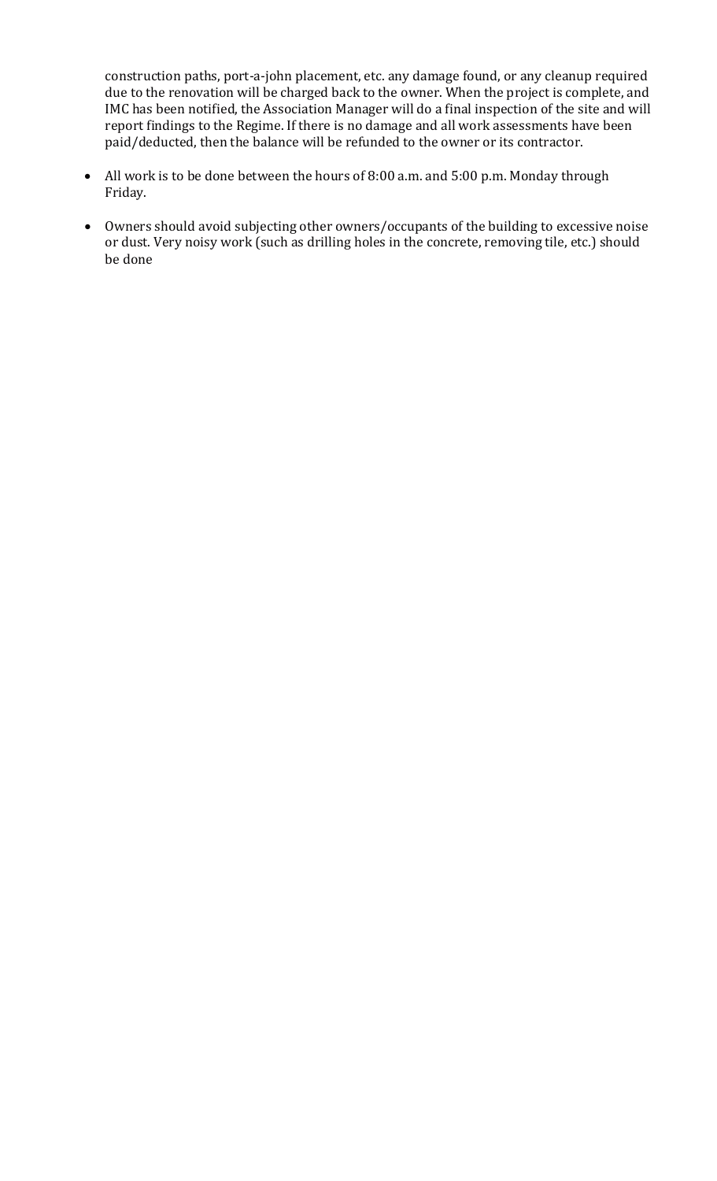construction paths, port-a-john placement, etc. any damage found, or any cleanup required due to the renovation will be charged back to the owner. When the project is complete, and IMC has been notified, the Association Manager will do a final inspection of the site and will report findings to the Regime. If there is no damage and all work assessments have been paid/deducted, then the balance will be refunded to the owner or its contractor.

- All work is to be done between the hours of 8:00 a.m. and 5:00 p.m. Monday through Friday.

- Owners should avoid subjecting other owners/occupants of the building to excessive noise or dust. Very noisy work (such as drilling holes in the concrete, removing tile, etc.) should be done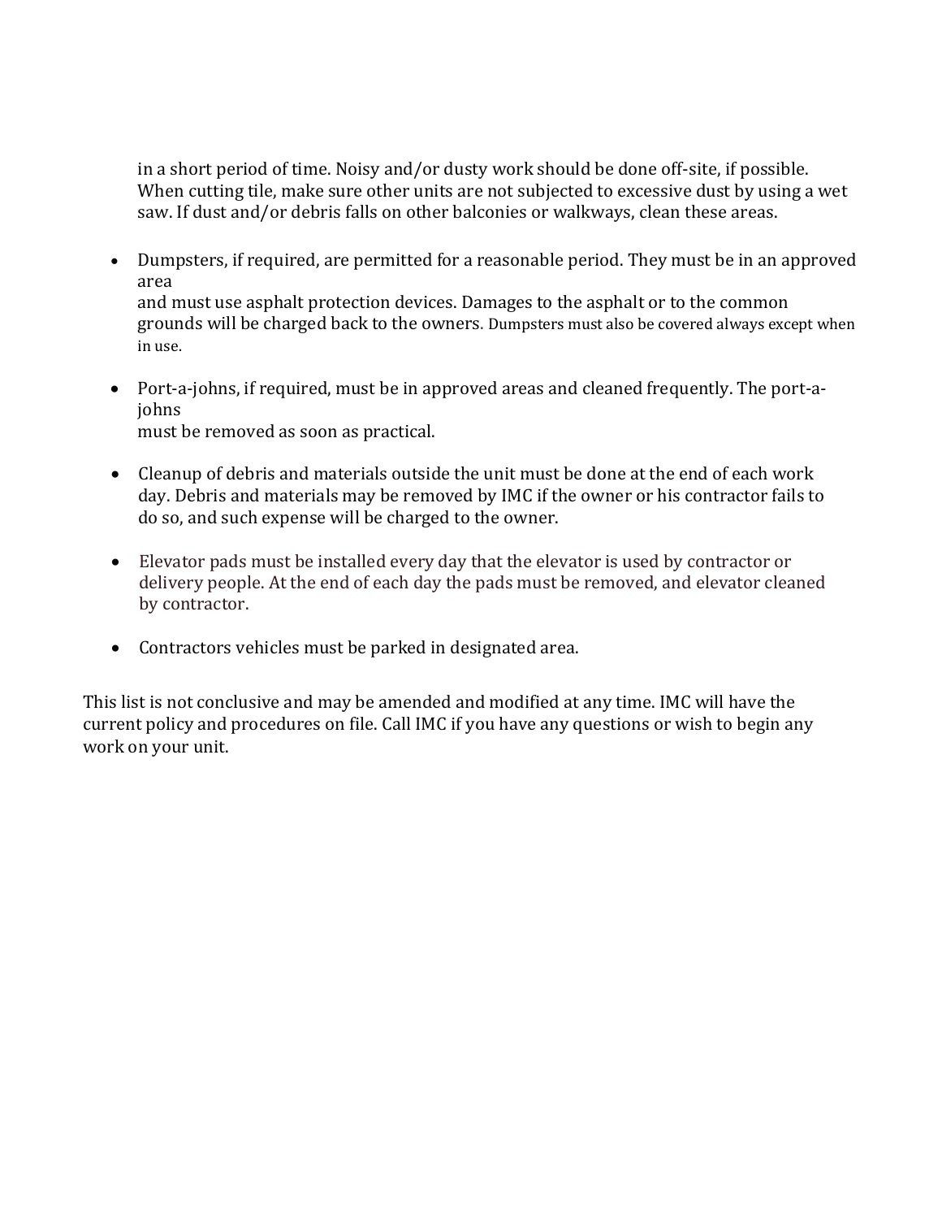in a short period of time. Noisy and/or dusty work should be done off-site, if possible. When cutting tile, make sure other units are not subjected to excessive dust by using a wet saw. If dust and/or debris falls on other balconies or walkways, clean these areas.

- Dumpsters, if required, are permitted for a reasonable period. They must be in an approved area
  and must use asphalt protection devices. Damages to the asphalt or to the common grounds will be charged back to the owners. Dumpsters must also be covered always except when in use.

- Port-a-johns, if required, must be in approved areas and cleaned frequently. The port-a-johns
  must be removed as soon as practical.

- Cleanup of debris and materials outside the unit must be done at the end of each work day. Debris and materials may be removed by IMC if the owner or his contractor fails to do so, and such expense will be charged to the owner.

- Elevator pads must be installed every day that the elevator is used by contractor or delivery people. At the end of each day the pads must be removed, and elevator cleaned by contractor.

- Contractors vehicles must be parked in designated area.

This list is not conclusive and may be amended and modified at any time. IMC will have the current policy and procedures on file. Call IMC if you have any questions or wish to begin any work on your unit.